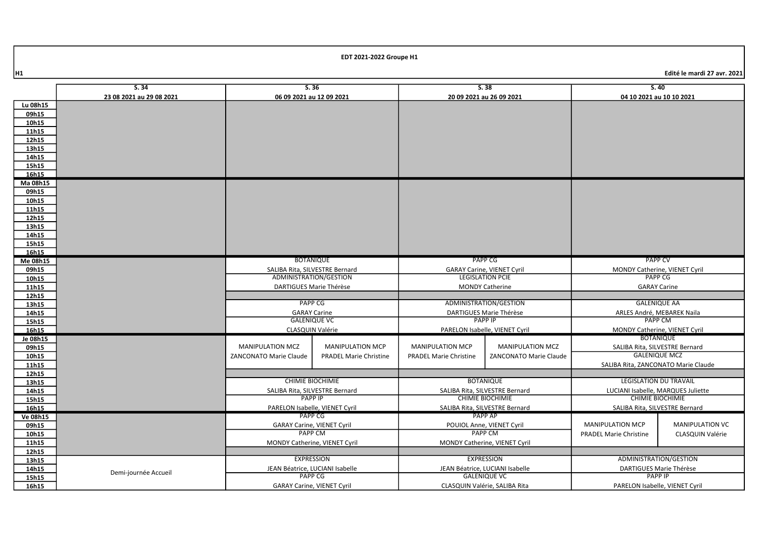# EDT 2021-2022 Groupe H1

H1

Edité le mardi 27 avr. 2021

| | S. 34<br>23 08 2021 au 29 08 2021 | S. 36<br>06 09 2021 au 12 09 2021 | | S. 38<br>20 09 2021 au 26 09 2021 | | S. 40<br>04 10 2021 au 10 10 2021 | |
|---|---|---|---|---|---|---|---|
| Lu 08h15 | | | | | | | |
| 09h15 | | | | | | | |
| 10h15 | | | | | | | |
| 11h15 | | | | | | | |
| 12h15 | | | | | | | |
| 13h15 | | | | | | | |
| 14h15 | | | | | | | |
| 15h15 | | | | | | | |
| 16h15 | | | | | | | |
| Ma 08h15 | | | | | | | |
| 09h15 | | | | | | | |
| 10h15 | | | | | | | |
| 11h15 | | | | | | | |
| 12h15 | | | | | | | |
| 13h15 | | | | | | | |
| 14h15 | | | | | | | |
| 15h15 | | | | | | | |
| 16h15 | | | | | | | |
| Me 08h15 | | BOTANIQUE | | PAPP CG | | PAPP CV | |
| 09h15 | | SALIBA Rita, SILVESTRE Bernard | | GARAY Carine, VIENET Cyril | | MONDY Catherine, VIENET Cyril | |
| 10h15 | | ADMINISTRATION/GESTION | | LEGISLATION PCIE | | PAPP CG | |
| 11h15 | | DARTIGUES Marie Thérèse | | MONDY Catherine | | GARAY Carine | |
| 12h15 | | | | | | | |
| 13h15 | | PAPP CG | | ADMINISTRATION/GESTION | | GALENIQUE AA | |
| 14h15 | | GARAY Carine | | DARTIGUES Marie Thérèse | | ARLES André, MEBAREK Naila | |
| 15h15 | | GALENIQUE VC | | PAPP IP | | PAPP CM | |
| 16h15 | | CLASQUIN Valérie | | PARELON Isabelle, VIENET Cyril | | MONDY Catherine, VIENET Cyril | |
| Je 08h15 | | | | | | BOTANIQUE | |
| 09h15 | | MANIPULATION MCZ | MANIPULATION MCP | MANIPULATION MCP | MANIPULATION MCZ | SALIBA Rita, SILVESTRE Bernard | |
| 10h15 | | ZANCONATO Marie Claude | PRADEL Marie Christine | PRADEL Marie Christine | ZANCONATO Marie Claude | GALENIQUE MCZ | |
| 11h15 | | | | | | SALIBA Rita, ZANCONATO Marie Claude | |
| 12h15 | | | | | | | |
| 13h15 | | CHIMIE BIOCHIMIE | | BOTANIQUE | | LEGISLATION DU TRAVAIL | |
| 14h15 | | SALIBA Rita, SILVESTRE Bernard | | SALIBA Rita, SILVESTRE Bernard | | LUCIANI Isabelle, MARQUES Juliette | |
| 15h15 | | PAPP IP | | CHIMIE BIOCHIMIE | | CHIMIE BIOCHIMIE | |
| 16h15 | | PARELON Isabelle, VIENET Cyril | | SALIBA Rita, SILVESTRE Bernard | | SALIBA Rita, SILVESTRE Bernard | |
| Ve 08h15 | | PAPP CG | | PAPP AP | | | |
| 09h15 | | GARAY Carine, VIENET Cyril | | POUIOL Anne, VIENET Cyril | | MANIPULATION MCP | MANIPULATION VC |
| 10h15 | | PAPP CM | | PAPP CM | | PRADEL Marie Christine | CLASQUIN Valérie |
| 11h15 | | MONDY Catherine, VIENET Cyril | | MONDY Catherine, VIENET Cyril | | | |
| 12h15 | | | | | | | |
| 13h15 | Demi-journée Accueil | EXPRESSION | | EXPRESSION | | ADMINISTRATION/GESTION | |
| 14h15 | | JEAN Béatrice, LUCIANI Isabelle | | JEAN Béatrice, LUCIANI Isabelle | | DARTIGUES Marie Thérèse | |
| 15h15 | | PAPP CG | | GALENIQUE VC | | PAPP IP | |
| 16h15 | | GARAY Carine, VIENET Cyril | | CLASQUIN Valérie, SALIBA Rita | | PARELON Isabelle, VIENET Cyril | |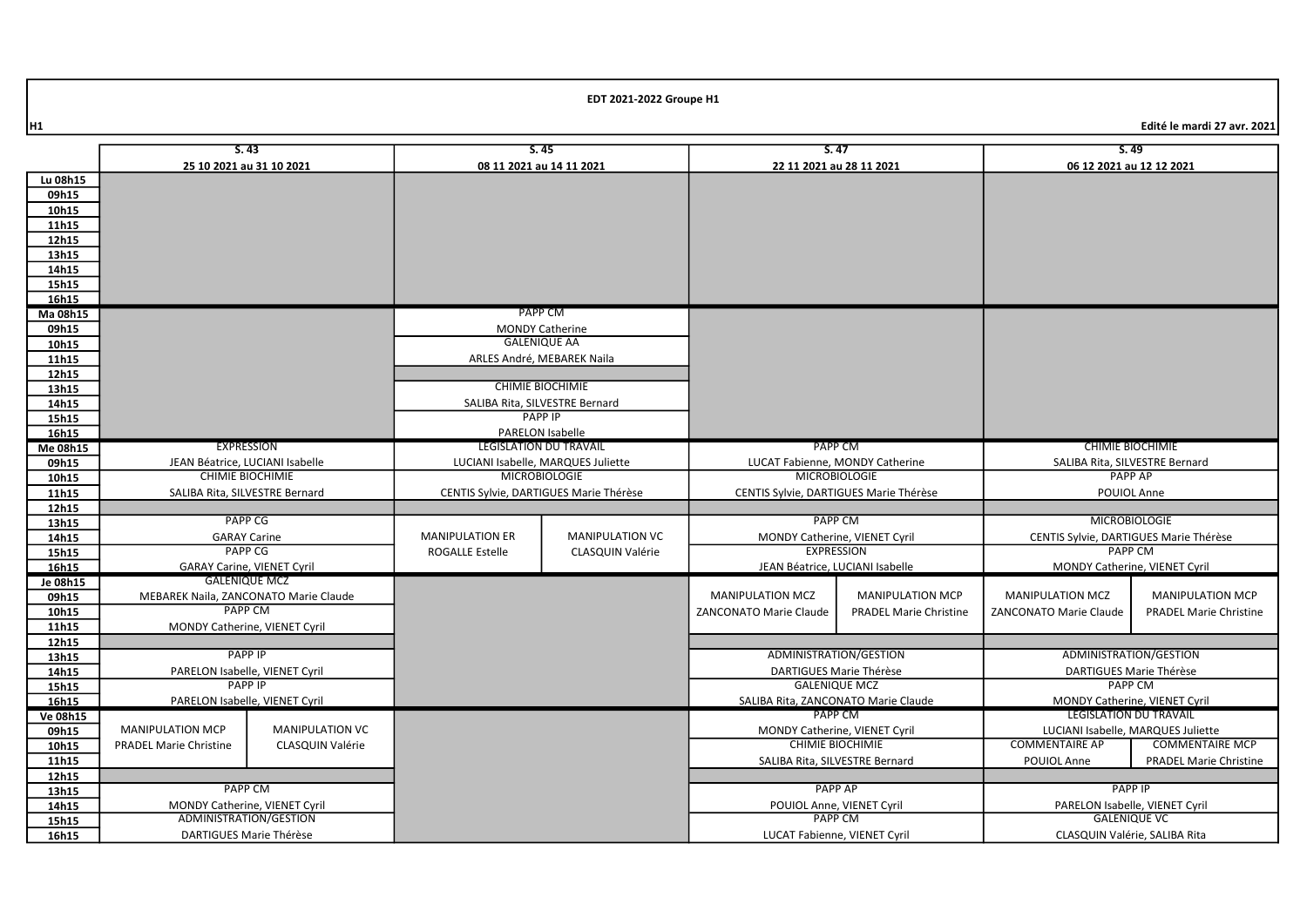**EDT 2021-2022 Groupe H1**

**H1** — **Edité le mardi 27 avr. 2021**

| | S. 43 (25 10 2021 au 31 10 2021) | | S. 45 (08 11 2021 au 14 11 2021) | | S. 47 (22 11 2021 au 28 11 2021) | | S. 49 (06 12 2021 au 12 12 2021) | |
|---|---|---|---|---|---|---|---|---|
| **Lu 08h15** | | | | | | | | |
| 09h15 | | | | | | | | |
| 10h15 | | | | | | | | |
| 11h15 | | | | | | | | |
| 12h15 | | | | | | | | |
| 13h15 | | | | | | | | |
| 14h15 | | | | | | | | |
| 15h15 | | | | | | | | |
| 16h15 | | | | | | | | |
| **Ma 08h15** | | | PAPP CM | | | | | |
| 09h15 | | | MONDY Catherine | | | | | |
| 10h15 | | | GALENIQUE AA | | | | | |
| 11h15 | | | ARLES André, MEBAREK Naila | | | | | |
| 12h15 | | | | | | | | |
| 13h15 | | | CHIMIE BIOCHIMIE | | | | | |
| 14h15 | | | SALIBA Rita, SILVESTRE Bernard | | | | | |
| 15h15 | | | PAPP IP | | | | | |
| 16h15 | | | PARELON Isabelle | | | | | |
| **Me 08h15** | EXPRESSION | | LEGISLATION DU TRAVAIL | | PAPP CM | | CHIMIE BIOCHIMIE | |
| 09h15 | JEAN Béatrice, LUCIANI Isabelle | | LUCIANI Isabelle, MARQUES Juliette | | LUCAT Fabienne, MONDY Catherine | | SALIBA Rita, SILVESTRE Bernard | |
| 10h15 | CHIMIE BIOCHIMIE | | MICROBIOLOGIE | | MICROBIOLOGIE | | PAPP AP | |
| 11h15 | SALIBA Rita, SILVESTRE Bernard | | CENTIS Sylvie, DARTIGUES Marie Thérèse | | CENTIS Sylvie, DARTIGUES Marie Thérèse | | POUIOL Anne | |
| 12h15 | | | | | | | | |
| 13h15 | PAPP CG | | | | PAPP CM | | MICROBIOLOGIE | |
| 14h15 | GARAY Carine | | MANIPULATION ER | MANIPULATION VC | MONDY Catherine, VIENET Cyril | | CENTIS Sylvie, DARTIGUES Marie Thérèse | |
| 15h15 | PAPP CG | | ROGALLE Estelle | CLASQUIN Valérie | EXPRESSION | | PAPP CM | |
| 16h15 | GARAY Carine, VIENET Cyril | | | | JEAN Béatrice, LUCIANI Isabelle | | MONDY Catherine, VIENET Cyril | |
| **Je 08h15** | GALENIQUE MCZ | | | | | | | |
| 09h15 | MEBAREK Naila, ZANCONATO Marie Claude | | | | MANIPULATION MCZ | MANIPULATION MCP | MANIPULATION MCZ | MANIPULATION MCP |
| 10h15 | PAPP CM | | | | ZANCONATO Marie Claude | PRADEL Marie Christine | ZANCONATO Marie Claude | PRADEL Marie Christine |
| 11h15 | MONDY Catherine, VIENET Cyril | | | | | | | |
| 12h15 | | | | | | | | |
| 13h15 | PAPP IP | | | | ADMINISTRATION/GESTION | | ADMINISTRATION/GESTION | |
| 14h15 | PARELON Isabelle, VIENET Cyril | | | | DARTIGUES Marie Thérèse | | DARTIGUES Marie Thérèse | |
| 15h15 | PAPP IP | | | | GALENIQUE MCZ | | PAPP CM | |
| 16h15 | PARELON Isabelle, VIENET Cyril | | | | SALIBA Rita, ZANCONATO Marie Claude | | MONDY Catherine, VIENET Cyril | |
| **Ve 08h15** | | | | | PAPP CM | | LEGISLATION DU TRAVAIL | |
| 09h15 | MANIPULATION MCP | MANIPULATION VC | | | MONDY Catherine, VIENET Cyril | | LUCIANI Isabelle, MARQUES Juliette | |
| 10h15 | PRADEL Marie Christine | CLASQUIN Valérie | | | CHIMIE BIOCHIMIE | | COMMENTAIRE AP | COMMENTAIRE MCP |
| 11h15 | | | | | SALIBA Rita, SILVESTRE Bernard | | POUIOL Anne | PRADEL Marie Christine |
| 12h15 | | | | | | | | |
| 13h15 | PAPP CM | | | | PAPP AP | | PAPP IP | |
| 14h15 | MONDY Catherine, VIENET Cyril | | | | POUIOL Anne, VIENET Cyril | | PARELON Isabelle, VIENET Cyril | |
| 15h15 | ADMINISTRATION/GESTION | | | | PAPP CM | | GALENIQUE VC | |
| 16h15 | DARTIGUES Marie Thérèse | | | | LUCAT Fabienne, VIENET Cyril | | CLASQUIN Valérie, SALIBA Rita | |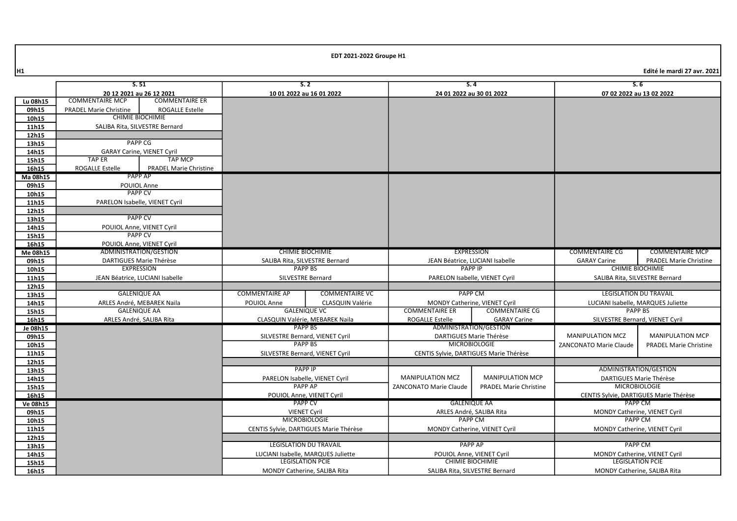**EDT 2021-2022 Groupe H1**

H1

Edité le mardi 27 avr. 2021

| | S. 51 — 20 12 2021 au 26 12 2021 | | S. 2 — 10 01 2022 au 16 01 2022 | | S. 4 — 24 01 2022 au 30 01 2022 | | S. 6 — 07 02 2022 au 13 02 2022 | |
|---|---|---|---|---|---|---|---|---|
| Lu 08h15 | COMMENTAIRE MCP | COMMENTAIRE ER | | | | | | |
| 09h15 | PRADEL Marie Christine | ROGALLE Estelle | | | | | | |
| 10h15 | CHIMIE BIOCHIMIE | | | | | | | |
| 11h15 | SALIBA Rita, SILVESTRE Bernard | | | | | | | |
| 12h15 | | | | | | | | |
| 13h15 | PAPP CG | | | | | | | |
| 14h15 | GARAY Carine, VIENET Cyril | | | | | | | |
| 15h15 | TAP ER | TAP MCP | | | | | | |
| 16h15 | ROGALLE Estelle | PRADEL Marie Christine | | | | | | |
| Ma 08h15 | PAPP AP | | | | | | | |
| 09h15 | POUIOL Anne | | | | | | | |
| 10h15 | PAPP CV | | | | | | | |
| 11h15 | PARELON Isabelle, VIENET Cyril | | | | | | | |
| 12h15 | | | | | | | | |
| 13h15 | PAPP CV | | | | | | | |
| 14h15 | POUIOL Anne, VIENET Cyril | | | | | | | |
| 15h15 | PAPP CV | | | | | | | |
| 16h15 | POUIOL Anne, VIENET Cyril | | | | | | | |
| Me 08h15 | ADMINISTRATION/GESTION | | CHIMIE BIOCHIMIE | | EXPRESSION | | COMMENTAIRE CG | COMMENTAIRE MCP |
| 09h15 | DARTIGUES Marie Thérèse | | SALIBA Rita, SILVESTRE Bernard | | JEAN Béatrice, LUCIANI Isabelle | | GARAY Carine | PRADEL Marie Christine |
| 10h15 | EXPRESSION | | PAPP BS | | PAPP IP | | CHIMIE BIOCHIMIE | |
| 11h15 | JEAN Béatrice, LUCIANI Isabelle | | SILVESTRE Bernard | | PARELON Isabelle, VIENET Cyril | | SALIBA Rita, SILVESTRE Bernard | |
| 12h15 | | | | | | | | |
| 13h15 | GALENIQUE AA | | COMMENTAIRE AP | COMMENTAIRE VC | PAPP CM | | LEGISLATION DU TRAVAIL | |
| 14h15 | ARLES André, MEBAREK Naila | | POUIOL Anne | CLASQUIN Valérie | MONDY Catherine, VIENET Cyril | | LUCIANI Isabelle, MARQUES Juliette | |
| 15h15 | GALENIQUE AA | | GALENIQUE VC | | COMMENTAIRE ER | COMMENTAIRE CG | PAPP BS | |
| 16h15 | ARLES André, SALIBA Rita | | CLASQUIN Valérie, MEBAREK Naila | | ROGALLE Estelle | GARAY Carine | SILVESTRE Bernard, VIENET Cyril | |
| Je 08h15 | | | PAPP BS | | ADMINISTRATION/GESTION | | MANIPULATION MCZ | MANIPULATION MCP |
| 09h15 | | | SILVESTRE Bernard, VIENET Cyril | | DARTIGUES Marie Thérèse | | ZANCONATO Marie Claude | PRADEL Marie Christine |
| 10h15 | | | PAPP BS | | MICROBIOLOGIE | | | |
| 11h15 | | | SILVESTRE Bernard, VIENET Cyril | | CENTIS Sylvie, DARTIGUES Marie Thérèse | | | |
| 12h15 | | | | | | | | |
| 13h15 | | | PAPP IP | | MANIPULATION MCZ | MANIPULATION MCP | ADMINISTRATION/GESTION | |
| 14h15 | | | PARELON Isabelle, VIENET Cyril | | ZANCONATO Marie Claude | PRADEL Marie Christine | DARTIGUES Marie Thérèse | |
| 15h15 | | | PAPP AP | | | | MICROBIOLOGIE | |
| 16h15 | | | POUIOL Anne, VIENET Cyril | | | | CENTIS Sylvie, DARTIGUES Marie Thérèse | |
| Ve 08h15 | | | PAPP CV | | GALENIQUE AA | | PAPP CM | |
| 09h15 | | | VIENET Cyril | | ARLES André, SALIBA Rita | | MONDY Catherine, VIENET Cyril | |
| 10h15 | | | MICROBIOLOGIE | | PAPP CM | | PAPP CM | |
| 11h15 | | | CENTIS Sylvie, DARTIGUES Marie Thérèse | | MONDY Catherine, VIENET Cyril | | MONDY Catherine, VIENET Cyril | |
| 12h15 | | | | | | | | |
| 13h15 | | | LEGISLATION DU TRAVAIL | | PAPP AP | | PAPP CM | |
| 14h15 | | | LUCIANI Isabelle, MARQUES Juliette | | POUIOL Anne, VIENET Cyril | | MONDY Catherine, VIENET Cyril | |
| 15h15 | | | LEGISLATION PCIE | | CHIMIE BIOCHIMIE | | LEGISLATION PCIE | |
| 16h15 | | | MONDY Catherine, SALIBA Rita | | SALIBA Rita, SILVESTRE Bernard | | MONDY Catherine, SALIBA Rita | |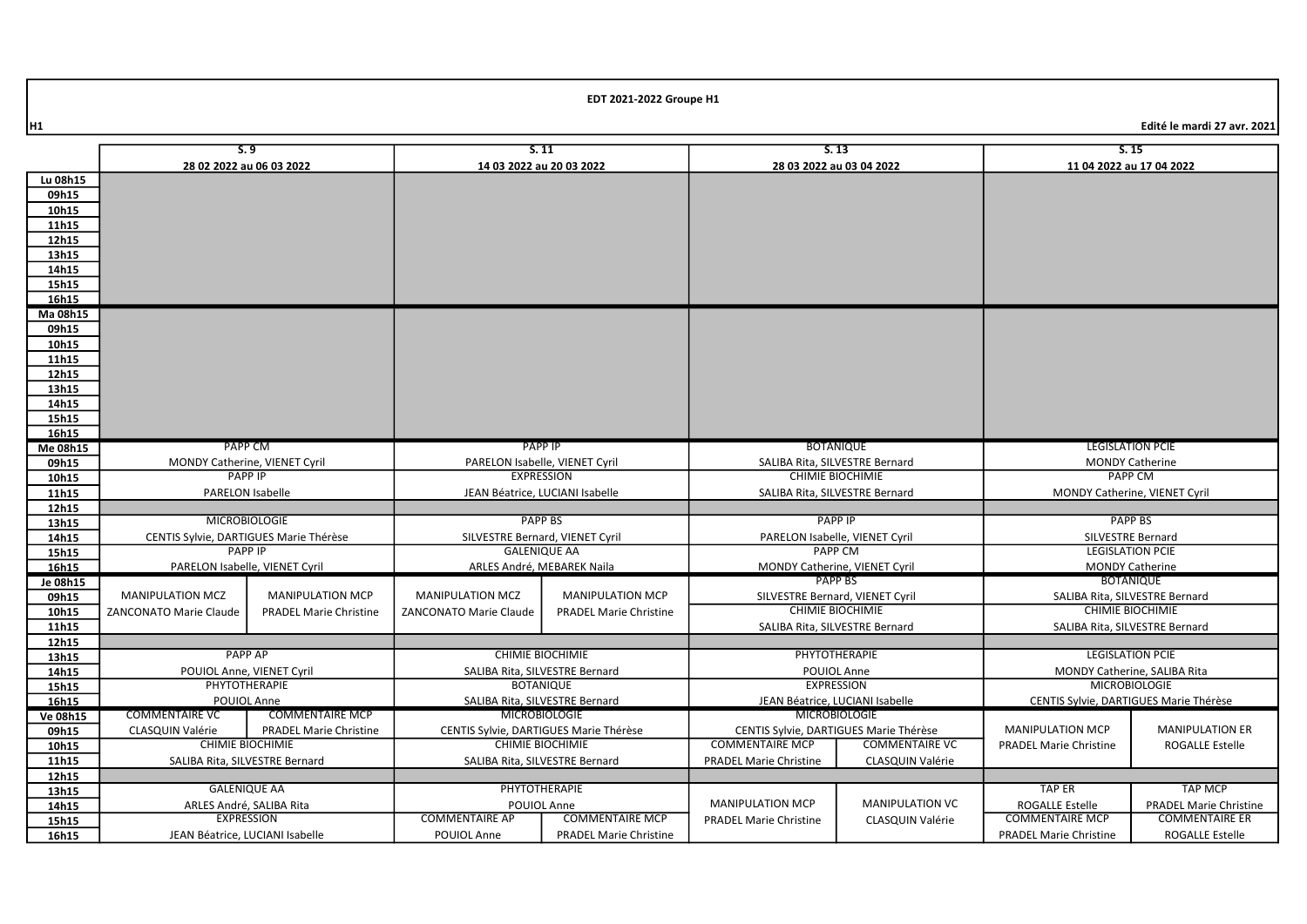**EDT 2021-2022 Groupe H1**

H1

**Edité le mardi 27 avr. 2021**

| | S. 9 | | S. 11 | | S. 13 | | S. 15 | |
|---|---|---|---|---|---|---|---|---|
| | 28 02 2022 au 06 03 2022 | | 14 03 2022 au 20 03 2022 | | 28 03 2022 au 03 04 2022 | | 11 04 2022 au 17 04 2022 | |
| Lu 08h15 | | | | | | | | |
| 09h15 | | | | | | | | |
| 10h15 | | | | | | | | |
| 11h15 | | | | | | | | |
| 12h15 | | | | | | | | |
| 13h15 | | | | | | | | |
| 14h15 | | | | | | | | |
| 15h15 | | | | | | | | |
| 16h15 | | | | | | | | |
| Ma 08h15 | | | | | | | | |
| 09h15 | | | | | | | | |
| 10h15 | | | | | | | | |
| 11h15 | | | | | | | | |
| 12h15 | | | | | | | | |
| 13h15 | | | | | | | | |
| 14h15 | | | | | | | | |
| 15h15 | | | | | | | | |
| 16h15 | | | | | | | | |
| Me 08h15 | PAPP CM | | PAPP IP | | BOTANIQUE | | LEGISLATION PCIE | |
| 09h15 | MONDY Catherine, VIENET Cyril | | PARELON Isabelle, VIENET Cyril | | SALIBA Rita, SILVESTRE Bernard | | MONDY Catherine | |
| 10h15 | PAPP IP | | EXPRESSION | | CHIMIE BIOCHIMIE | | PAPP CM | |
| 11h15 | PARELON Isabelle | | JEAN Béatrice, LUCIANI Isabelle | | SALIBA Rita, SILVESTRE Bernard | | MONDY Catherine, VIENET Cyril | |
| 12h15 | | | | | | | | |
| 13h15 | MICROBIOLOGIE | | PAPP BS | | PAPP IP | | PAPP BS | |
| 14h15 | CENTIS Sylvie, DARTIGUES Marie Thérèse | | SILVESTRE Bernard, VIENET Cyril | | PARELON Isabelle, VIENET Cyril | | SILVESTRE Bernard | |
| 15h15 | PAPP IP | | GALENIQUE AA | | PAPP CM | | LEGISLATION PCIE | |
| 16h15 | PARELON Isabelle, VIENET Cyril | | ARLES André, MEBAREK Naila | | MONDY Catherine, VIENET Cyril | | MONDY Catherine | |
| Je 08h15 | | | | | PAPP BS | | BOTANIQUE | |
| 09h15 | MANIPULATION MCZ | MANIPULATION MCP | MANIPULATION MCZ | MANIPULATION MCP | SILVESTRE Bernard, VIENET Cyril | | SALIBA Rita, SILVESTRE Bernard | |
| 10h15 | ZANCONATO Marie Claude | PRADEL Marie Christine | ZANCONATO Marie Claude | PRADEL Marie Christine | CHIMIE BIOCHIMIE | | CHIMIE BIOCHIMIE | |
| 11h15 | | | | | SALIBA Rita, SILVESTRE Bernard | | SALIBA Rita, SILVESTRE Bernard | |
| 12h15 | | | | | | | | |
| 13h15 | PAPP AP | | CHIMIE BIOCHIMIE | | PHYTOTHERAPIE | | LEGISLATION PCIE | |
| 14h15 | POUIOL Anne, VIENET Cyril | | SALIBA Rita, SILVESTRE Bernard | | POUIOL Anne | | MONDY Catherine, SALIBA Rita | |
| 15h15 | PHYTOTHERAPIE | | BOTANIQUE | | EXPRESSION | | MICROBIOLOGIE | |
| 16h15 | POUIOL Anne | | SALIBA Rita, SILVESTRE Bernard | | JEAN Béatrice, LUCIANI Isabelle | | CENTIS Sylvie, DARTIGUES Marie Thérèse | |
| Ve 08h15 | COMMENTAIRE VC | COMMENTAIRE MCP | MICROBIOLOGIE | | MICROBIOLOGIE | | | |
| 09h15 | CLASQUIN Valérie | PRADEL Marie Christine | CENTIS Sylvie, DARTIGUES Marie Thérèse | | CENTIS Sylvie, DARTIGUES Marie Thérèse | | MANIPULATION MCP | MANIPULATION ER |
| 10h15 | CHIMIE BIOCHIMIE | | CHIMIE BIOCHIMIE | | COMMENTAIRE MCP | COMMENTAIRE VC | PRADEL Marie Christine | ROGALLE Estelle |
| 11h15 | SALIBA Rita, SILVESTRE Bernard | | SALIBA Rita, SILVESTRE Bernard | | PRADEL Marie Christine | CLASQUIN Valérie | | |
| 12h15 | | | | | | | | |
| 13h15 | GALENIQUE AA | | PHYTOTHERAPIE | | | | TAP ER | TAP MCP |
| 14h15 | ARLES André, SALIBA Rita | | POUIOL Anne | | MANIPULATION MCP | MANIPULATION VC | ROGALLE Estelle | PRADEL Marie Christine |
| 15h15 | EXPRESSION | | COMMENTAIRE AP | COMMENTAIRE MCP | PRADEL Marie Christine | CLASQUIN Valérie | COMMENTAIRE MCP | COMMENTAIRE ER |
| 16h15 | JEAN Béatrice, LUCIANI Isabelle | | POUIOL Anne | PRADEL Marie Christine | | | PRADEL Marie Christine | ROGALLE Estelle |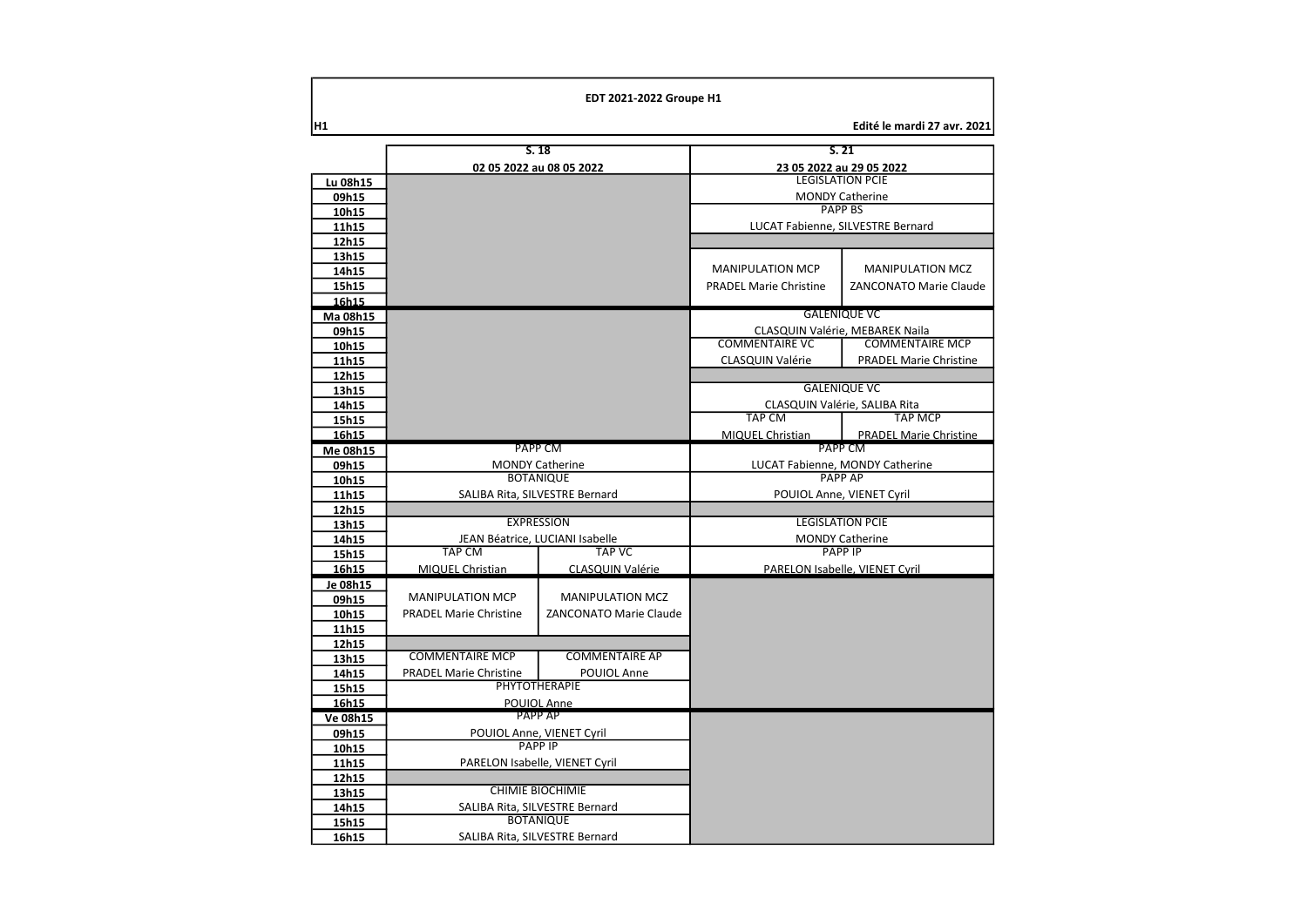**EDT 2021-2022 Groupe H1**

H1

Edité le mardi 27 avr. 2021

| | S. 18 | | S. 21 | |
|---|---|---|---|---|
| | 02 05 2022 au 08 05 2022 | | 23 05 2022 au 29 05 2022 | |
| Lu 08h15 | | | LEGISLATION PCIE | |
| 09h15 | | | MONDY Catherine | |
| 10h15 | | | PAPP BS | |
| 11h15 | | | LUCAT Fabienne, SILVESTRE Bernard | |
| 12h15 | | | | |
| 13h15 | | | | |
| 14h15 | | | MANIPULATION MCP | MANIPULATION MCZ |
| 15h15 | | | PRADEL Marie Christine | ZANCONATO Marie Claude |
| 16h15 | | | | |
| Ma 08h15 | | | GALENIQUE VC | |
| 09h15 | | | CLASQUIN Valérie, MEBAREK Naila | |
| 10h15 | | | COMMENTAIRE VC | COMMENTAIRE MCP |
| 11h15 | | | CLASQUIN Valérie | PRADEL Marie Christine |
| 12h15 | | | | |
| 13h15 | | | GALENIQUE VC | |
| 14h15 | | | CLASQUIN Valérie, SALIBA Rita | |
| 15h15 | | | TAP CM | TAP MCP |
| 16h15 | | | MIQUEL Christian | PRADEL Marie Christine |
| Me 08h15 | PAPP CM | | PAPP CM | |
| 09h15 | MONDY Catherine | | LUCAT Fabienne, MONDY Catherine | |
| 10h15 | BOTANIQUE | | PAPP AP | |
| 11h15 | SALIBA Rita, SILVESTRE Bernard | | POUIOL Anne, VIENET Cyril | |
| 12h15 | | | | |
| 13h15 | EXPRESSION | | LEGISLATION PCIE | |
| 14h15 | JEAN Béatrice, LUCIANI Isabelle | | MONDY Catherine | |
| 15h15 | TAP CM | TAP VC | PAPP IP | |
| 16h15 | MIQUEL Christian | CLASQUIN Valérie | PARELON Isabelle, VIENET Cyril | |
| Je 08h15 | | | | |
| 09h15 | MANIPULATION MCP | MANIPULATION MCZ | | |
| 10h15 | PRADEL Marie Christine | ZANCONATO Marie Claude | | |
| 11h15 | | | | |
| 12h15 | | | | |
| 13h15 | COMMENTAIRE MCP | COMMENTAIRE AP | | |
| 14h15 | PRADEL Marie Christine | POUIOL Anne | | |
| 15h15 | PHYTOTHERAPIE | | | |
| 16h15 | POUIOL Anne | | | |
| Ve 08h15 | PAPP AP | | | |
| 09h15 | POUIOL Anne, VIENET Cyril | | | |
| 10h15 | PAPP IP | | | |
| 11h15 | PARELON Isabelle, VIENET Cyril | | | |
| 12h15 | | | | |
| 13h15 | CHIMIE BIOCHIMIE | | | |
| 14h15 | SALIBA Rita, SILVESTRE Bernard | | | |
| 15h15 | BOTANIQUE | | | |
| 16h15 | SALIBA Rita, SILVESTRE Bernard | | | |